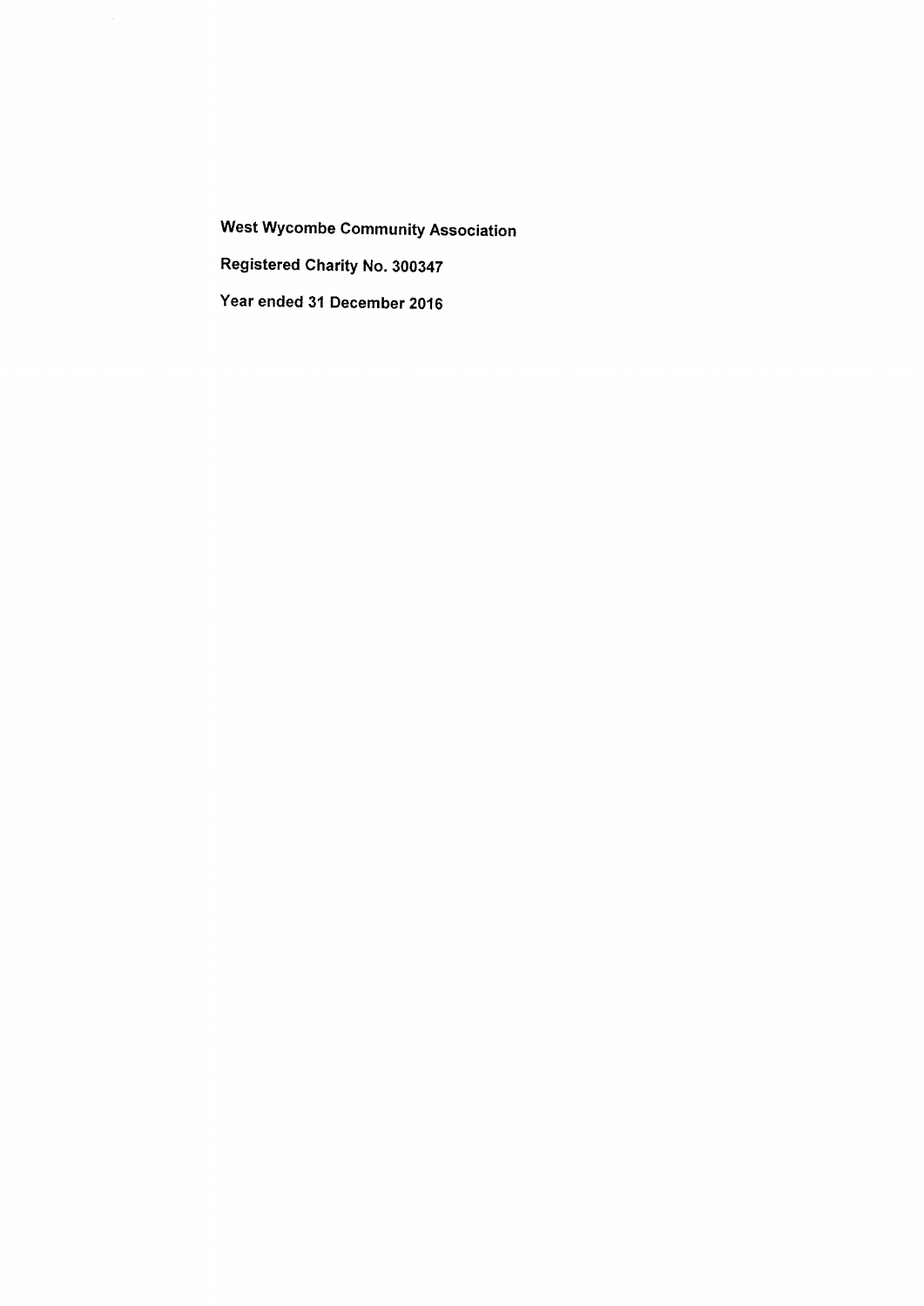**West Wycombe Community Association**

**Registered Charity No. 300347**

**Year ended 31 December 2016**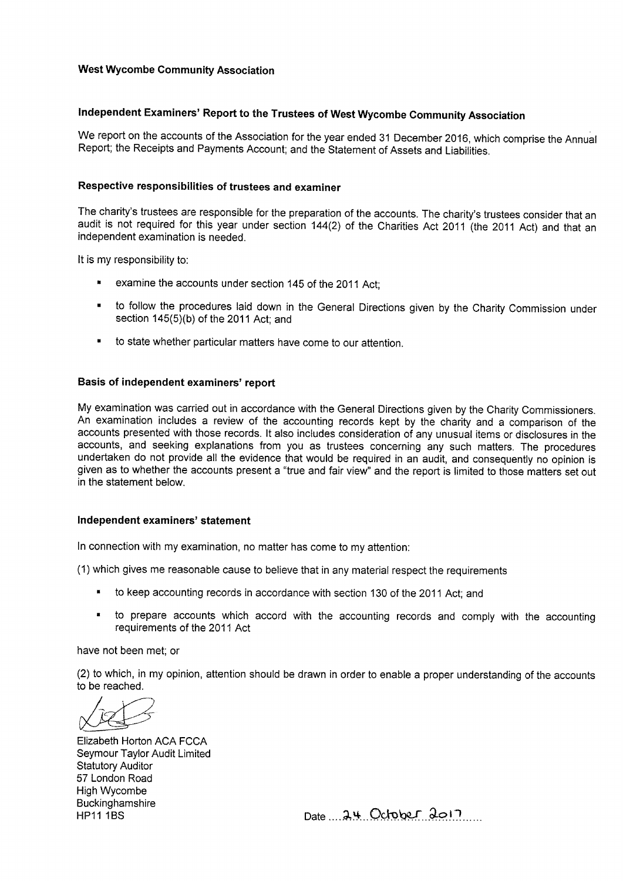**West Wycombe Community Association**

## Independent Examiners' Report to the Trustees of West Wycombe Community Association

We report on the accounts of the Association for the year ended 31 December 2016, which comprise the Annual Report; the Receipts and Payments Account; and the Statement of Assets and Liabilities.

### Respective responsibilities of trustees and examiner

The charity's trustees are responsible for the preparation of the accounts. The charity's trustees consider that an audit is not required for this year under section 144(2) of the Charities Act 2011 (the 2011 Act) and that an independent examination is needed.

It is my responsibility to:

- examine the accounts under section 145 of the 2011 Act;
- to follow the procedures laid down in the General Directions given by the Charity Commission under section 145(5)(b) of the 2011 Act; and
- to state whether particular matters have come to our attention.

### Basis of independent examiners' report

My examination was carried out in accordance with the General Directions given by the Charity Commissioners. An examination includes a review of the accounting records kept by the charity and a comparison of the accounts presented with those records. It also includes consideration of any unusual items or disclosures in the accounts, and seeking explanations from you as trustees concerning any such matters. The procedures undertaken do not provide all the evidence that would be required in an audit, and consequently no opinion is given as to whether the accounts present a "true and fair view" and the report is limited to those matters set out in the statement below.

### Independent examiners' statement

In connection with my examination, no matter has come to my attention:

(1) which gives me reasonable cause to believe that in any material respect the requirements

- to keep accounting records in accordance with section 130 of the 2011 Act; and
- to prepare accounts which accord with the accounting records and comply with the accounting requirements of the 2011 Act

have not been met; or

(2) to which, in my opinion, attention should be drawn in order to enable a proper understanding of the accounts to be reached.

Elizabeth Horton ACA FCCA
Seymour Taylor Audit Limited
Statutory Auditor
57 London Road
High Wycombe
Buckinghamshire
HP11 1BS

Date ....24 October 2017.....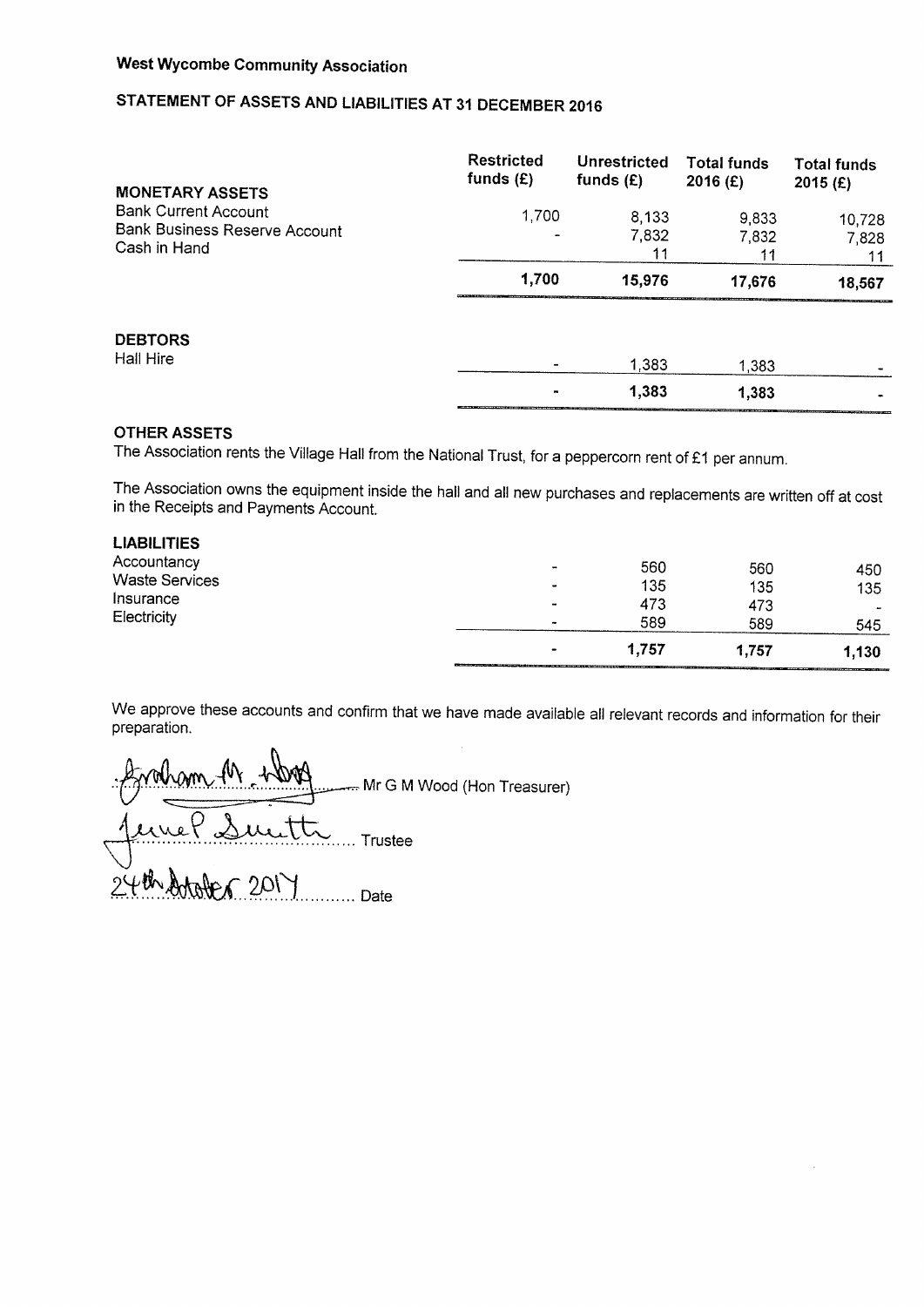**West Wycombe Community Association**

## STATEMENT OF ASSETS AND LIABILITIES AT 31 DECEMBER 2016

| | Restricted funds (£) | Unrestricted funds (£) | Total funds 2016 (£) | Total funds 2015 (£) |
|---|---|---|---|---|
| **MONETARY ASSETS** | | | | |
| Bank Current Account | 1,700 | 8,133 | 9,833 | 10,728 |
| Bank Business Reserve Account | - | 7,832 | 7,832 | 7,828 |
| Cash in Hand | | 11 | 11 | 11 |
| | **1,700** | **15,976** | **17,676** | **18,567** |
| **DEBTORS** | | | | |
| Hall Hire | - | 1,383 | 1,383 | - |
| | **-** | **1,383** | **1,383** | **-** |

**OTHER ASSETS**

The Association rents the Village Hall from the National Trust, for a peppercorn rent of £1 per annum.

The Association owns the equipment inside the hall and all new purchases and replacements are written off at cost in the Receipts and Payments Account.

| | Restricted funds (£) | Unrestricted funds (£) | Total funds 2016 (£) | Total funds 2015 (£) |
|---|---|---|---|---|
| **LIABILITIES** | | | | |
| Accountancy | - | 560 | 560 | 450 |
| Waste Services | - | 135 | 135 | 135 |
| Insurance | - | 473 | 473 | - |
| Electricity | - | 589 | 589 | 545 |
| | **-** | **1,757** | **1,757** | **1,130** |

We approve these accounts and confirm that we have made available all relevant records and information for their preparation.

Graham M Wood ........ Mr G M Wood (Hon Treasurer)

Jenet Smith ........ Trustee

24th October 2017 ........ Date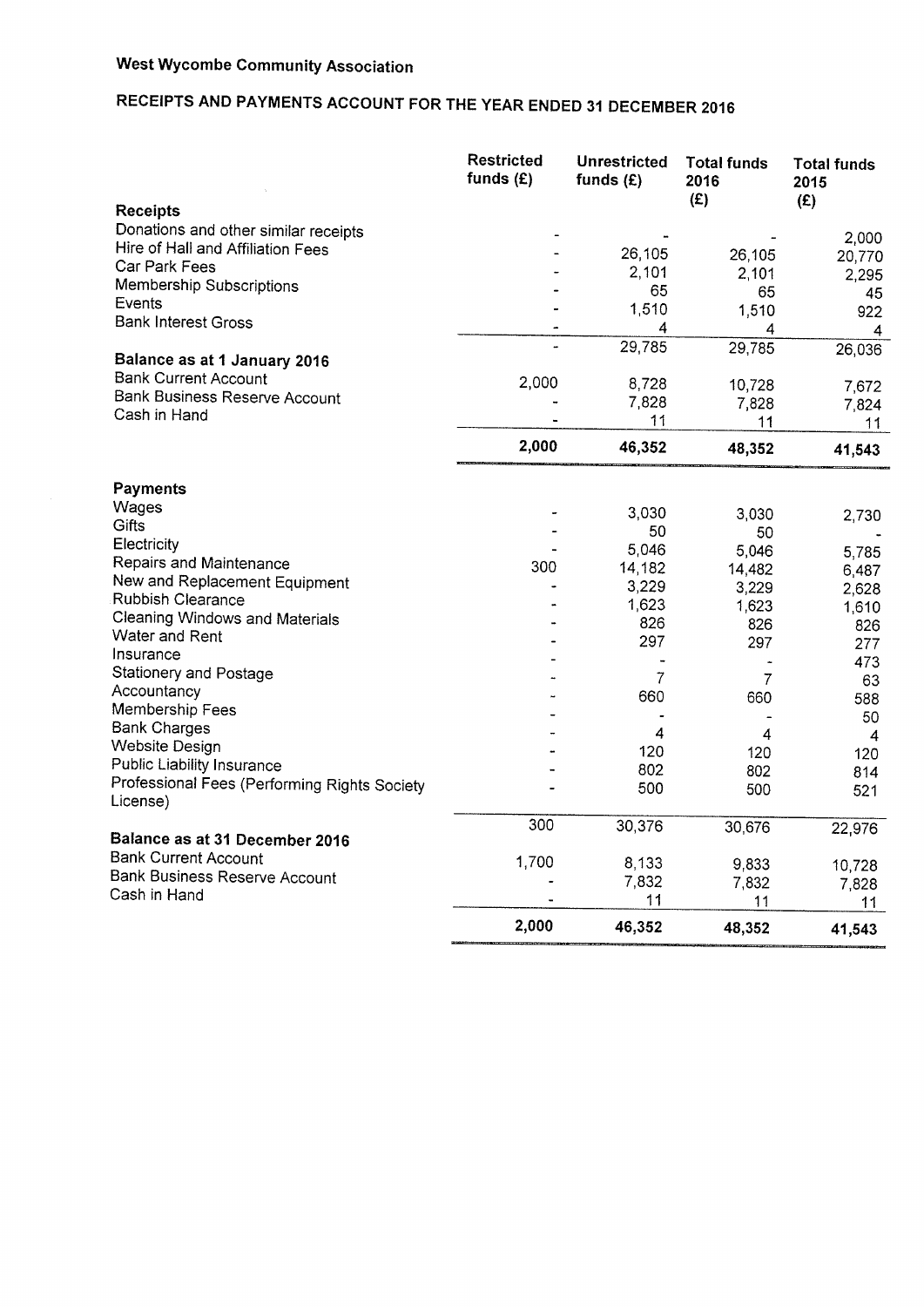**West Wycombe Community Association**

# RECEIPTS AND PAYMENTS ACCOUNT FOR THE YEAR ENDED 31 DECEMBER 2016

| | Restricted funds (£) | Unrestricted funds (£) | Total funds 2016 (£) | Total funds 2015 (£) |
|---|---|---|---|---|
| **Receipts** | | | | |
| Donations and other similar receipts | - | - | - | 2,000 |
| Hire of Hall and Affiliation Fees | - | 26,105 | 26,105 | 20,770 |
| Car Park Fees | - | 2,101 | 2,101 | 2,295 |
| Membership Subscriptions | - | 65 | 65 | 45 |
| Events | - | 1,510 | 1,510 | 922 |
| Bank Interest Gross | - | 4 | 4 | 4 |
| | - | 29,785 | 29,785 | 26,036 |
| **Balance as at 1 January 2016** | | | | |
| Bank Current Account | 2,000 | 8,728 | 10,728 | 7,672 |
| Bank Business Reserve Account | - | 7,828 | 7,828 | 7,824 |
| Cash in Hand | - | 11 | 11 | 11 |
| | **2,000** | **46,352** | **48,352** | **41,543** |
| **Payments** | | | | |
| Wages | - | 3,030 | 3,030 | 2,730 |
| Gifts | - | 50 | 50 | - |
| Electricity | - | 5,046 | 5,046 | 5,785 |
| Repairs and Maintenance | 300 | 14,182 | 14,482 | 6,487 |
| New and Replacement Equipment | - | 3,229 | 3,229 | 2,628 |
| Rubbish Clearance | - | 1,623 | 1,623 | 1,610 |
| Cleaning Windows and Materials | - | 826 | 826 | 826 |
| Water and Rent | - | 297 | 297 | 277 |
| Insurance | - | - | - | 473 |
| Stationery and Postage | - | 7 | 7 | 63 |
| Accountancy | - | 660 | 660 | 588 |
| Membership Fees | - | - | - | 50 |
| Bank Charges | - | 4 | 4 | 4 |
| Website Design | - | 120 | 120 | 120 |
| Public Liability Insurance | - | 802 | 802 | 814 |
| Professional Fees (Performing Rights Society License) | - | 500 | 500 | 521 |
| | 300 | 30,376 | 30,676 | 22,976 |
| **Balance as at 31 December 2016** | | | | |
| Bank Current Account | 1,700 | 8,133 | 9,833 | 10,728 |
| Bank Business Reserve Account | - | 7,832 | 7,832 | 7,828 |
| Cash in Hand | - | 11 | 11 | 11 |
| | **2,000** | **46,352** | **48,352** | **41,543** |